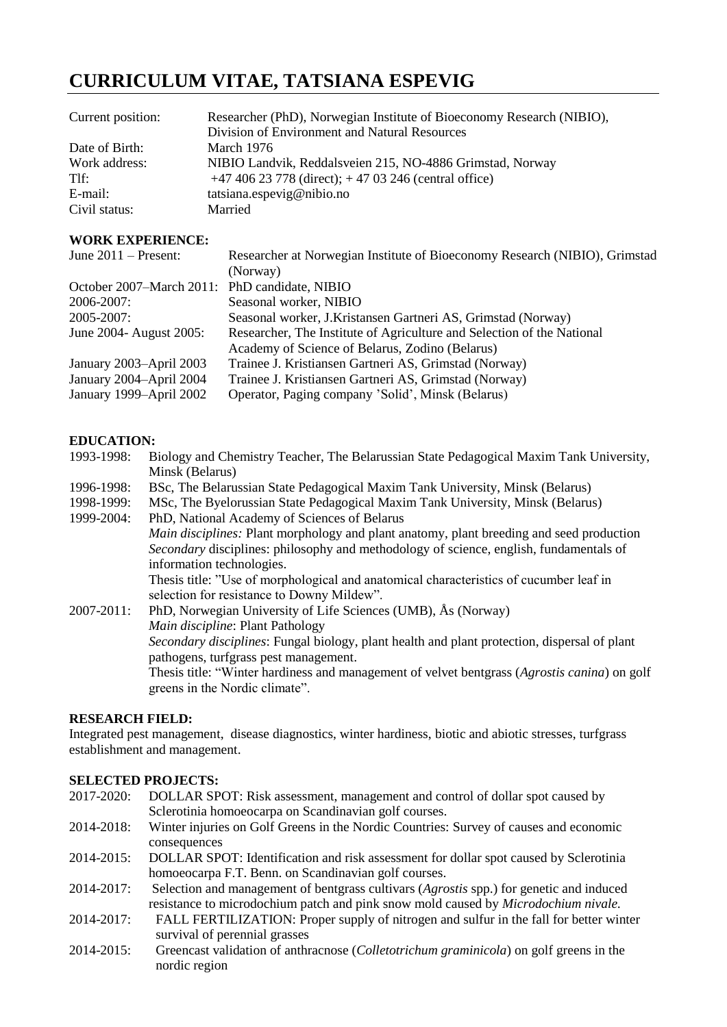# CURRICULUM VITAE, TATSIANA ESPEVIG

| | |
|---|---|
| Current position: | Researcher (PhD), Norwegian Institute of Bioeconomy Research (NIBIO), Division of Environment and Natural Resources |
| Date of Birth: | March 1976 |
| Work address: | NIBIO Landvik, Reddalsveien 215, NO-4886 Grimstad, Norway |
| Tlf: | +47 406 23 778 (direct); + 47 03 246 (central office) |
| E-mail: | tatsiana.espevig@nibio.no |
| Civil status: | Married |

**WORK EXPERIENCE:**

| | |
|---|---|
| June 2011 – Present: | Researcher at Norwegian Institute of Bioeconomy Research (NIBIO), Grimstad (Norway) |
| October 2007–March 2011: | PhD candidate, NIBIO |
| 2006-2007: | Seasonal worker, NIBIO |
| 2005-2007: | Seasonal worker, J.Kristansen Gartneri AS, Grimstad (Norway) |
| June 2004- August 2005: | Researcher, The Institute of Agriculture and Selection of the National Academy of Science of Belarus, Zodino (Belarus) |
| January 2003–April 2003 | Trainee J. Kristiansen Gartneri AS, Grimstad (Norway) |
| January 2004–April 2004 | Trainee J. Kristiansen Gartneri AS, Grimstad (Norway) |
| January 1999–April 2002 | Operator, Paging company 'Solid', Minsk (Belarus) |

**EDUCATION:**

1993-1998: Biology and Chemistry Teacher, The Belarussian State Pedagogical Maxim Tank University, Minsk (Belarus)

1996-1998: BSc, The Belarussian State Pedagogical Maxim Tank University, Minsk (Belarus)

1998-1999: MSc, The Byelorussian State Pedagogical Maxim Tank University, Minsk (Belarus)

1999-2004: PhD, National Academy of Sciences of Belarus
*Main disciplines:* Plant morphology and plant anatomy, plant breeding and seed production
*Secondary* disciplines: philosophy and methodology of science, english, fundamentals of information technologies.
Thesis title: "Use of morphological and anatomical characteristics of cucumber leaf in selection for resistance to Downy Mildew".

2007-2011: PhD, Norwegian University of Life Sciences (UMB), Ås (Norway)
*Main discipline*: Plant Pathology
*Secondary disciplines*: Fungal biology, plant health and plant protection, dispersal of plant pathogens, turfgrass pest management.
Thesis title: "Winter hardiness and management of velvet bentgrass (*Agrostis canina*) on golf greens in the Nordic climate".

**RESEARCH FIELD:**

Integrated pest management, disease diagnostics, winter hardiness, biotic and abiotic stresses, turfgrass establishment and management.

**SELECTED PROJECTS:**

2017-2020: DOLLAR SPOT: Risk assessment, management and control of dollar spot caused by Sclerotinia homoeocarpa on Scandinavian golf courses.

2014-2018: Winter injuries on Golf Greens in the Nordic Countries: Survey of causes and economic consequences

2014-2015: DOLLAR SPOT: Identification and risk assessment for dollar spot caused by Sclerotinia homoeocarpa F.T. Benn. on Scandinavian golf courses.

2014-2017: Selection and management of bentgrass cultivars (*Agrostis* spp.) for genetic and induced resistance to microdochium patch and pink snow mold caused by *Microdochium nivale.*

2014-2017: FALL FERTILIZATION: Proper supply of nitrogen and sulfur in the fall for better winter survival of perennial grasses

2014-2015: Greencast validation of anthracnose (*Colletotrichum graminicola*) on golf greens in the nordic region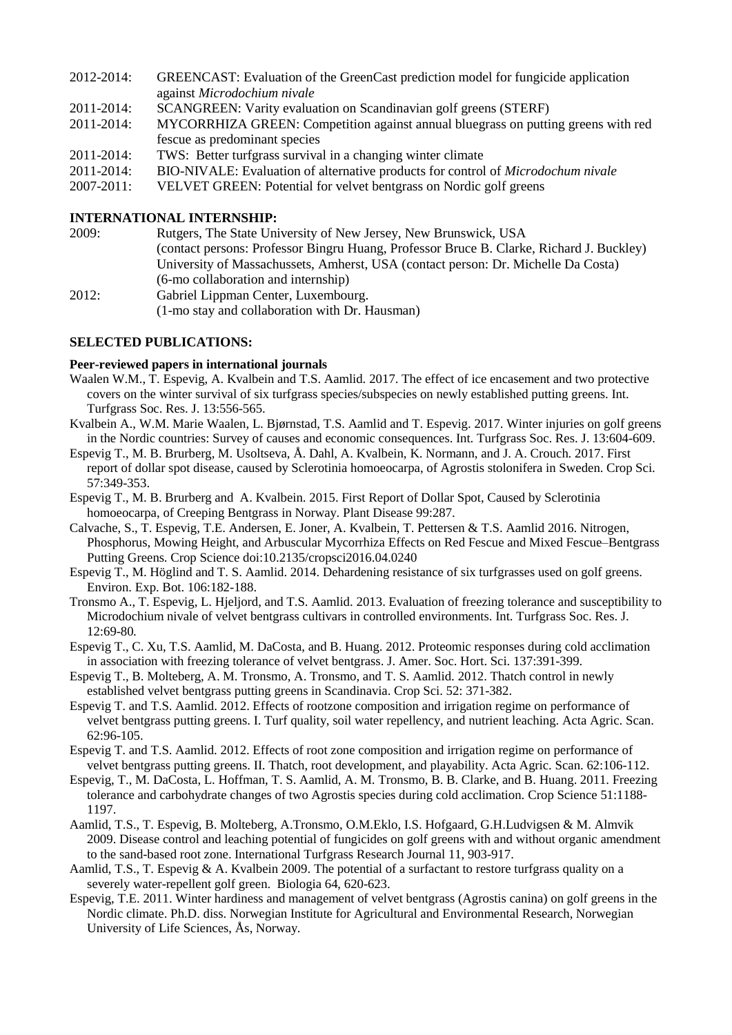2012-2014: GREENCAST: Evaluation of the GreenCast prediction model for fungicide application against *Microdochium nivale*

2011-2014: SCANGREEN: Varity evaluation on Scandinavian golf greens (STERF)

2011-2014: MYCORRHIZA GREEN: Competition against annual bluegrass on putting greens with red fescue as predominant species

2011-2014: TWS: Better turfgrass survival in a changing winter climate

2011-2014: BIO-NIVALE: Evaluation of alternative products for control of *Microdochum nivale*

2007-2011: VELVET GREEN: Potential for velvet bentgrass on Nordic golf greens

**INTERNATIONAL INTERNSHIP:**

2009: Rutgers, The State University of New Jersey, New Brunswick, USA
(contact persons: Professor Bingru Huang, Professor Bruce B. Clarke, Richard J. Buckley)
University of Massachussets, Amherst, USA (contact person: Dr. Michelle Da Costa)
(6-mo collaboration and internship)

2012: Gabriel Lippman Center, Luxembourg.
(1-mo stay and collaboration with Dr. Hausman)

**SELECTED PUBLICATIONS:**

**Peer-reviewed papers in international journals**

Waalen W.M., T. Espevig, A. Kvalbein and T.S. Aamlid. 2017. The effect of ice encasement and two protective covers on the winter survival of six turfgrass species/subspecies on newly established putting greens. Int. Turfgrass Soc. Res. J. 13:556-565.

Kvalbein A., W.M. Marie Waalen, L. Bjørnstad, T.S. Aamlid and T. Espevig. 2017. Winter injuries on golf greens in the Nordic countries: Survey of causes and economic consequences. Int. Turfgrass Soc. Res. J. 13:604-609.

Espevig T., M. B. Brurberg, M. Usoltseva, Å. Dahl, A. Kvalbein, K. Normann, and J. A. Crouch. 2017. First report of dollar spot disease, caused by Sclerotinia homoeocarpa, of Agrostis stolonifera in Sweden. Crop Sci. 57:349-353.

Espevig T., M. B. Brurberg and A. Kvalbein. 2015. First Report of Dollar Spot, Caused by Sclerotinia homoeocarpa, of Creeping Bentgrass in Norway. Plant Disease 99:287.

Calvache, S., T. Espevig, T.E. Andersen, E. Joner, A. Kvalbein, T. Pettersen & T.S. Aamlid 2016. Nitrogen, Phosphorus, Mowing Height, and Arbuscular Mycorrhiza Effects on Red Fescue and Mixed Fescue–Bentgrass Putting Greens. Crop Science doi:10.2135/cropsci2016.04.0240

Espevig T., M. Höglind and T. S. Aamlid. 2014. Dehardening resistance of six turfgrasses used on golf greens. Environ. Exp. Bot. 106:182-188.

Tronsmo A., T. Espevig, L. Hjeljord, and T.S. Aamlid. 2013. Evaluation of freezing tolerance and susceptibility to Microdochium nivale of velvet bentgrass cultivars in controlled environments. Int. Turfgrass Soc. Res. J. 12:69-80.

Espevig T., C. Xu, T.S. Aamlid, M. DaCosta, and B. Huang. 2012. Proteomic responses during cold acclimation in association with freezing tolerance of velvet bentgrass. J. Amer. Soc. Hort. Sci. 137:391-399.

Espevig T., B. Molteberg, A. M. Tronsmo, A. Tronsmo, and T. S. Aamlid. 2012. Thatch control in newly established velvet bentgrass putting greens in Scandinavia. Crop Sci. 52: 371-382.

Espevig T. and T.S. Aamlid. 2012. Effects of rootzone composition and irrigation regime on performance of velvet bentgrass putting greens. I. Turf quality, soil water repellency, and nutrient leaching. Acta Agric. Scan. 62:96-105.

Espevig T. and T.S. Aamlid. 2012. Effects of root zone composition and irrigation regime on performance of velvet bentgrass putting greens. II. Thatch, root development, and playability. Acta Agric. Scan. 62:106-112.

Espevig, T., M. DaCosta, L. Hoffman, T. S. Aamlid, A. M. Tronsmo, B. B. Clarke, and B. Huang. 2011. Freezing tolerance and carbohydrate changes of two Agrostis species during cold acclimation. Crop Science 51:1188-1197.

Aamlid, T.S., T. Espevig, B. Molteberg, A.Tronsmo, O.M.Eklo, I.S. Hofgaard, G.H.Ludvigsen & M. Almvik 2009. Disease control and leaching potential of fungicides on golf greens with and without organic amendment to the sand-based root zone. International Turfgrass Research Journal 11, 903-917.

Aamlid, T.S., T. Espevig & A. Kvalbein 2009. The potential of a surfactant to restore turfgrass quality on a severely water-repellent golf green. Biologia 64, 620-623.

Espevig, T.E. 2011. Winter hardiness and management of velvet bentgrass (Agrostis canina) on golf greens in the Nordic climate. Ph.D. diss. Norwegian Institute for Agricultural and Environmental Research, Norwegian University of Life Sciences, Ås, Norway.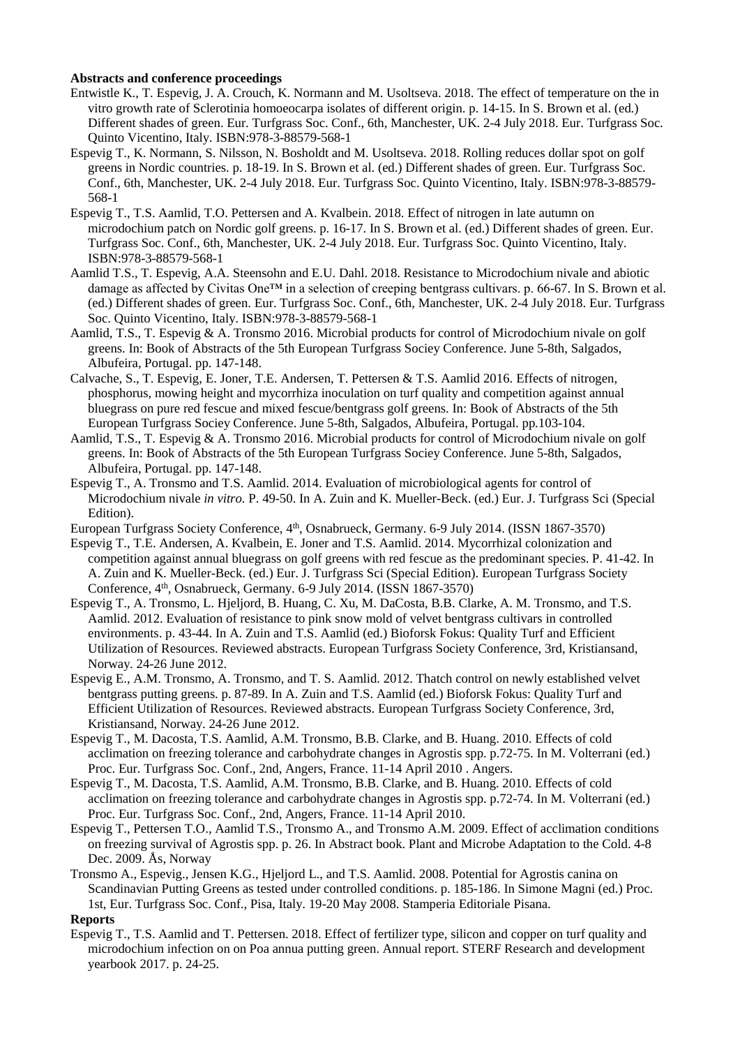**Abstracts and conference proceedings**

Entwistle K., T. Espevig, J. A. Crouch, K. Normann and M. Usoltseva. 2018. The effect of temperature on the in vitro growth rate of Sclerotinia homoeocarpa isolates of different origin. p. 14-15. In S. Brown et al. (ed.) Different shades of green. Eur. Turfgrass Soc. Conf., 6th, Manchester, UK. 2-4 July 2018. Eur. Turfgrass Soc. Quinto Vicentino, Italy. ISBN:978-3-88579-568-1

Espevig T., K. Normann, S. Nilsson, N. Bosholdt and M. Usoltseva. 2018. Rolling reduces dollar spot on golf greens in Nordic countries. p. 18-19. In S. Brown et al. (ed.) Different shades of green. Eur. Turfgrass Soc. Conf., 6th, Manchester, UK. 2-4 July 2018. Eur. Turfgrass Soc. Quinto Vicentino, Italy. ISBN:978-3-88579-568-1

Espevig T., T.S. Aamlid, T.O. Pettersen and A. Kvalbein. 2018. Effect of nitrogen in late autumn on microdochium patch on Nordic golf greens. p. 16-17. In S. Brown et al. (ed.) Different shades of green. Eur. Turfgrass Soc. Conf., 6th, Manchester, UK. 2-4 July 2018. Eur. Turfgrass Soc. Quinto Vicentino, Italy. ISBN:978-3-88579-568-1

Aamlid T.S., T. Espevig, A.A. Steensohn and E.U. Dahl. 2018. Resistance to Microdochium nivale and abiotic damage as affected by Civitas One™ in a selection of creeping bentgrass cultivars. p. 66-67. In S. Brown et al. (ed.) Different shades of green. Eur. Turfgrass Soc. Conf., 6th, Manchester, UK. 2-4 July 2018. Eur. Turfgrass Soc. Quinto Vicentino, Italy. ISBN:978-3-88579-568-1

Aamlid, T.S., T. Espevig & A. Tronsmo 2016. Microbial products for control of Microdochium nivale on golf greens. In: Book of Abstracts of the 5th European Turfgrass Sociey Conference. June 5-8th, Salgados, Albufeira, Portugal. pp. 147-148.

Calvache, S., T. Espevig, E. Joner, T.E. Andersen, T. Pettersen & T.S. Aamlid 2016. Effects of nitrogen, phosphorus, mowing height and mycorrhiza inoculation on turf quality and competition against annual bluegrass on pure red fescue and mixed fescue/bentgrass golf greens. In: Book of Abstracts of the 5th European Turfgrass Sociey Conference. June 5-8th, Salgados, Albufeira, Portugal. pp.103-104.

Aamlid, T.S., T. Espevig & A. Tronsmo 2016. Microbial products for control of Microdochium nivale on golf greens. In: Book of Abstracts of the 5th European Turfgrass Sociey Conference. June 5-8th, Salgados, Albufeira, Portugal. pp. 147-148.

Espevig T., A. Tronsmo and T.S. Aamlid. 2014. Evaluation of microbiological agents for control of Microdochium nivale *in vitro*. P. 49-50. In A. Zuin and K. Mueller-Beck. (ed.) Eur. J. Turfgrass Sci (Special Edition).

European Turfgrass Society Conference, 4th, Osnabrueck, Germany. 6-9 July 2014. (ISSN 1867-3570)

Espevig T., T.E. Andersen, A. Kvalbein, E. Joner and T.S. Aamlid. 2014. Mycorrhizal colonization and competition against annual bluegrass on golf greens with red fescue as the predominant species. P. 41-42. In A. Zuin and K. Mueller-Beck. (ed.) Eur. J. Turfgrass Sci (Special Edition). European Turfgrass Society Conference, 4th, Osnabrueck, Germany. 6-9 July 2014. (ISSN 1867-3570)

Espevig T., A. Tronsmo, L. Hjeljord, B. Huang, C. Xu, M. DaCosta, B.B. Clarke, A. M. Tronsmo, and T.S. Aamlid. 2012. Evaluation of resistance to pink snow mold of velvet bentgrass cultivars in controlled environments. p. 43-44. In A. Zuin and T.S. Aamlid (ed.) Bioforsk Fokus: Quality Turf and Efficient Utilization of Resources. Reviewed abstracts. European Turfgrass Society Conference, 3rd, Kristiansand, Norway. 24-26 June 2012.

Espevig E., A.M. Tronsmo, A. Tronsmo, and T. S. Aamlid. 2012. Thatch control on newly established velvet bentgrass putting greens. p. 87-89. In A. Zuin and T.S. Aamlid (ed.) Bioforsk Fokus: Quality Turf and Efficient Utilization of Resources. Reviewed abstracts. European Turfgrass Society Conference, 3rd, Kristiansand, Norway. 24-26 June 2012.

Espevig T., M. Dacosta, T.S. Aamlid, A.M. Tronsmo, B.B. Clarke, and B. Huang. 2010. Effects of cold acclimation on freezing tolerance and carbohydrate changes in Agrostis spp. p.72-75. In M. Volterrani (ed.) Proc. Eur. Turfgrass Soc. Conf., 2nd, Angers, France. 11-14 April 2010 . Angers.

Espevig T., M. Dacosta, T.S. Aamlid, A.M. Tronsmo, B.B. Clarke, and B. Huang. 2010. Effects of cold acclimation on freezing tolerance and carbohydrate changes in Agrostis spp. p.72-74. In M. Volterrani (ed.) Proc. Eur. Turfgrass Soc. Conf., 2nd, Angers, France. 11-14 April 2010.

Espevig T., Pettersen T.O., Aamlid T.S., Tronsmo A., and Tronsmo A.M. 2009. Effect of acclimation conditions on freezing survival of Agrostis spp. p. 26. In Abstract book. Plant and Microbe Adaptation to the Cold. 4-8 Dec. 2009. Ås, Norway

Tronsmo A., Espevig., Jensen K.G., Hjeljord L., and T.S. Aamlid. 2008. Potential for Agrostis canina on Scandinavian Putting Greens as tested under controlled conditions. p. 185-186. In Simone Magni (ed.) Proc. 1st, Eur. Turfgrass Soc. Conf., Pisa, Italy. 19-20 May 2008. Stamperia Editoriale Pisana.

**Reports**

Espevig T., T.S. Aamlid and T. Pettersen. 2018. Effect of fertilizer type, silicon and copper on turf quality and microdochium infection on on Poa annua putting green. Annual report. STERF Research and development yearbook 2017. p. 24-25.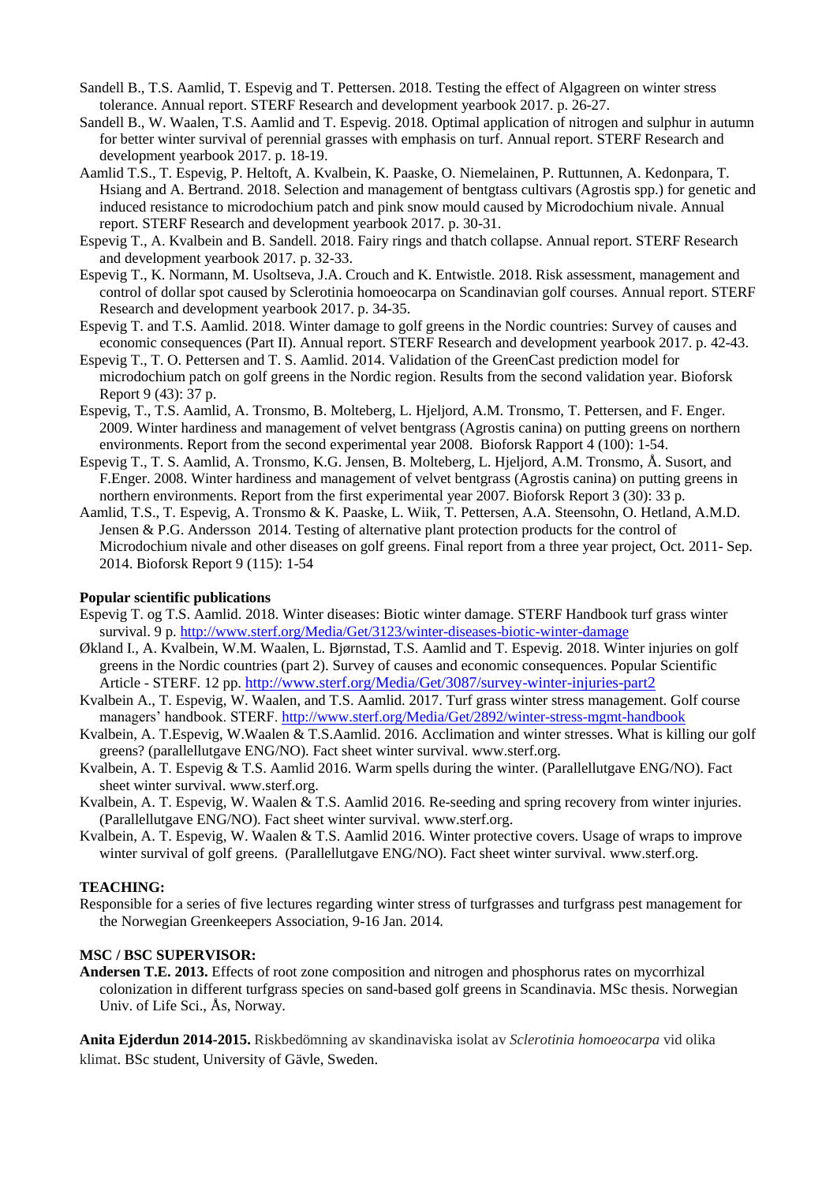Sandell B., T.S. Aamlid, T. Espevig and T. Pettersen. 2018. Testing the effect of Algagreen on winter stress tolerance. Annual report. STERF Research and development yearbook 2017. p. 26-27.

Sandell B., W. Waalen, T.S. Aamlid and T. Espevig. 2018. Optimal application of nitrogen and sulphur in autumn for better winter survival of perennial grasses with emphasis on turf. Annual report. STERF Research and development yearbook 2017. p. 18-19.

Aamlid T.S., T. Espevig, P. Heltoft, A. Kvalbein, K. Paaske, O. Niemelainen, P. Ruttunnen, A. Kedonpara, T. Hsiang and A. Bertrand. 2018. Selection and management of bentgtass cultivars (Agrostis spp.) for genetic and induced resistance to microdochium patch and pink snow mould caused by Microdochium nivale. Annual report. STERF Research and development yearbook 2017. p. 30-31.

Espevig T., A. Kvalbein and B. Sandell. 2018. Fairy rings and thatch collapse. Annual report. STERF Research and development yearbook 2017. p. 32-33.

Espevig T., K. Normann, M. Usoltseva, J.A. Crouch and K. Entwistle. 2018. Risk assessment, management and control of dollar spot caused by Sclerotinia homoeocarpa on Scandinavian golf courses. Annual report. STERF Research and development yearbook 2017. p. 34-35.

Espevig T. and T.S. Aamlid. 2018. Winter damage to golf greens in the Nordic countries: Survey of causes and economic consequences (Part II). Annual report. STERF Research and development yearbook 2017. p. 42-43.

Espevig T., T. O. Pettersen and T. S. Aamlid. 2014. Validation of the GreenCast prediction model for microdochium patch on golf greens in the Nordic region. Results from the second validation year. Bioforsk Report 9 (43): 37 p.

Espevig, T., T.S. Aamlid, A. Tronsmo, B. Molteberg, L. Hjeljord, A.M. Tronsmo, T. Pettersen, and F. Enger. 2009. Winter hardiness and management of velvet bentgrass (Agrostis canina) on putting greens on northern environments. Report from the second experimental year 2008. Bioforsk Rapport 4 (100): 1-54.

Espevig T., T. S. Aamlid, A. Tronsmo, K.G. Jensen, B. Molteberg, L. Hjeljord, A.M. Tronsmo, Å. Susort, and F.Enger. 2008. Winter hardiness and management of velvet bentgrass (Agrostis canina) on putting greens in northern environments. Report from the first experimental year 2007. Bioforsk Report 3 (30): 33 p.

Aamlid, T.S., T. Espevig, A. Tronsmo & K. Paaske, L. Wiik, T. Pettersen, A.A. Steensohn, O. Hetland, A.M.D. Jensen & P.G. Andersson 2014. Testing of alternative plant protection products for the control of Microdochium nivale and other diseases on golf greens. Final report from a three year project, Oct. 2011- Sep. 2014. Bioforsk Report 9 (115): 1-54

**Popular scientific publications**

Espevig T. og T.S. Aamlid. 2018. Winter diseases: Biotic winter damage. STERF Handbook turf grass winter survival. 9 p. http://www.sterf.org/Media/Get/3123/winter-diseases-biotic-winter-damage

Økland I., A. Kvalbein, W.M. Waalen, L. Bjørnstad, T.S. Aamlid and T. Espevig. 2018. Winter injuries on golf greens in the Nordic countries (part 2). Survey of causes and economic consequences. Popular Scientific Article - STERF. 12 pp. http://www.sterf.org/Media/Get/3087/survey-winter-injuries-part2

Kvalbein A., T. Espevig, W. Waalen, and T.S. Aamlid. 2017. Turf grass winter stress management. Golf course managers' handbook. STERF. http://www.sterf.org/Media/Get/2892/winter-stress-mgmt-handbook

Kvalbein, A. T.Espevig, W.Waalen & T.S.Aamlid. 2016. Acclimation and winter stresses. What is killing our golf greens? (parallellutgave ENG/NO). Fact sheet winter survival. www.sterf.org.

Kvalbein, A. T. Espevig & T.S. Aamlid 2016. Warm spells during the winter. (Parallellutgave ENG/NO). Fact sheet winter survival. www.sterf.org.

Kvalbein, A. T. Espevig, W. Waalen & T.S. Aamlid 2016. Re-seeding and spring recovery from winter injuries. (Parallellutgave ENG/NO). Fact sheet winter survival. www.sterf.org.

Kvalbein, A. T. Espevig, W. Waalen & T.S. Aamlid 2016. Winter protective covers. Usage of wraps to improve winter survival of golf greens. (Parallellutgave ENG/NO). Fact sheet winter survival. www.sterf.org.

**TEACHING:**

Responsible for a series of five lectures regarding winter stress of turfgrasses and turfgrass pest management for the Norwegian Greenkeepers Association, 9-16 Jan. 2014.

**MSC / BSC SUPERVISOR:**

**Andersen T.E. 2013.** Effects of root zone composition and nitrogen and phosphorus rates on mycorrhizal colonization in different turfgrass species on sand-based golf greens in Scandinavia. MSc thesis. Norwegian Univ. of Life Sci., Ås, Norway.

**Anita Ejderdun 2014-2015.** Riskbedömning av skandinaviska isolat av *Sclerotinia homoeocarpa* vid olika klimat. BSc student, University of Gävle, Sweden.